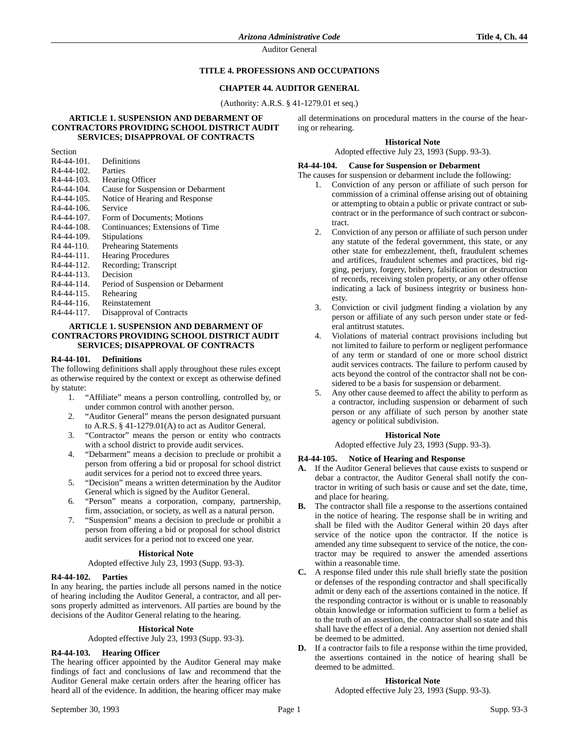# TITLE 4. PROFESSIONS AND OCCUPATIONS

## CHAPTER 44. AUDITOR GENERAL

(Authority: A.R.S. § 41-1279.01 et seq.)

### ARTICLE 1. SUSPENSION AND DEBARMENT OF CONTRACTORS PROVIDING SCHOOL DISTRICT AUDIT SERVICES; DISAPPROVAL OF CONTRACTS

| Section | |
|---|---|
| R4-44-101. | Definitions |
| R4-44-102. | Parties |
| R4-44-103. | Hearing Officer |
| R4-44-104. | Cause for Suspension or Debarment |
| R4-44-105. | Notice of Hearing and Response |
| R4-44-106. | Service |
| R4-44-107. | Form of Documents; Motions |
| R4-44-108. | Continuances; Extensions of Time |
| R4-44-109. | Stipulations |
| R4 44-110. | Prehearing Statements |
| R4-44-111. | Hearing Procedures |
| R4-44-112. | Recording; Transcript |
| R4-44-113. | Decision |
| R4-44-114. | Period of Suspension or Debarment |
| R4-44-115. | Rehearing |
| R4-44-116. | Reinstatement |
| R4-44-117. | Disapproval of Contracts |

### ARTICLE 1. SUSPENSION AND DEBARMENT OF CONTRACTORS PROVIDING SCHOOL DISTRICT AUDIT SERVICES; DISAPPROVAL OF CONTRACTS

#### R4-44-101. Definitions

The following definitions shall apply throughout these rules except as otherwise required by the context or except as otherwise defined by statute:

1. "Affiliate" means a person controlling, controlled by, or under common control with another person.
2. "Auditor General" means the person designated pursuant to A.R.S. § 41-1279.01(A) to act as Auditor General.
3. "Contractor" means the person or entity who contracts with a school district to provide audit services.
4. "Debarment" means a decision to preclude or prohibit a person from offering a bid or proposal for school district audit services for a period not to exceed three years.
5. "Decision" means a written determination by the Auditor General which is signed by the Auditor General.
6. "Person" means a corporation, company, partnership, firm, association, or society, as well as a natural person.
7. "Suspension" means a decision to preclude or prohibit a person from offering a bid or proposal for school district audit services for a period not to exceed one year.

**Historical Note**

Adopted effective July 23, 1993 (Supp. 93-3).

#### R4-44-102. Parties

In any hearing, the parties include all persons named in the notice of hearing including the Auditor General, a contractor, and all persons properly admitted as intervenors. All parties are bound by the decisions of the Auditor General relating to the hearing.

**Historical Note**

Adopted effective July 23, 1993 (Supp. 93-3).

#### R4-44-103. Hearing Officer

The hearing officer appointed by the Auditor General may make findings of fact and conclusions of law and recommend that the Auditor General make certain orders after the hearing officer has heard all of the evidence. In addition, the hearing officer may make all determinations on procedural matters in the course of the hearing or rehearing.

**Historical Note**

Adopted effective July 23, 1993 (Supp. 93-3).

#### R4-44-104. Cause for Suspension or Debarment

The causes for suspension or debarment include the following:

1. Conviction of any person or affiliate of such person for commission of a criminal offense arising out of obtaining or attempting to obtain a public or private contract or subcontract or in the performance of such contract or subcontract.
2. Conviction of any person or affiliate of such person under any statute of the federal government, this state, or any other state for embezzlement, theft, fraudulent schemes and artifices, fraudulent schemes and practices, bid rigging, perjury, forgery, bribery, falsification or destruction of records, receiving stolen property, or any other offense indicating a lack of business integrity or business honesty.
3. Conviction or civil judgment finding a violation by any person or affiliate of any such person under state or federal antitrust statutes.
4. Violations of material contract provisions including but not limited to failure to perform or negligent performance of any term or standard of one or more school district audit services contracts. The failure to perform caused by acts beyond the control of the contractor shall not be considered to be a basis for suspension or debarment.
5. Any other cause deemed to affect the ability to perform as a contractor, including suspension or debarment of such person or any affiliate of such person by another state agency or political subdivision.

**Historical Note**

Adopted effective July 23, 1993 (Supp. 93-3).

#### R4-44-105. Notice of Hearing and Response

**A.** If the Auditor General believes that cause exists to suspend or debar a contractor, the Auditor General shall notify the contractor in writing of such basis or cause and set the date, time, and place for hearing.

**B.** The contractor shall file a response to the assertions contained in the notice of hearing. The response shall be in writing and shall be filed with the Auditor General within 20 days after service of the notice upon the contractor. If the notice is amended any time subsequent to service of the notice, the contractor may be required to answer the amended assertions within a reasonable time.

**C.** A response filed under this rule shall briefly state the position or defenses of the responding contractor and shall specifically admit or deny each of the assertions contained in the notice. If the responding contractor is without or is unable to reasonably obtain knowledge or information sufficient to form a belief as to the truth of an assertion, the contractor shall so state and this shall have the effect of a denial. Any assertion not denied shall be deemed to be admitted.

**D.** If a contractor fails to file a response within the time provided, the assertions contained in the notice of hearing shall be deemed to be admitted.

**Historical Note**

Adopted effective July 23, 1993 (Supp. 93-3).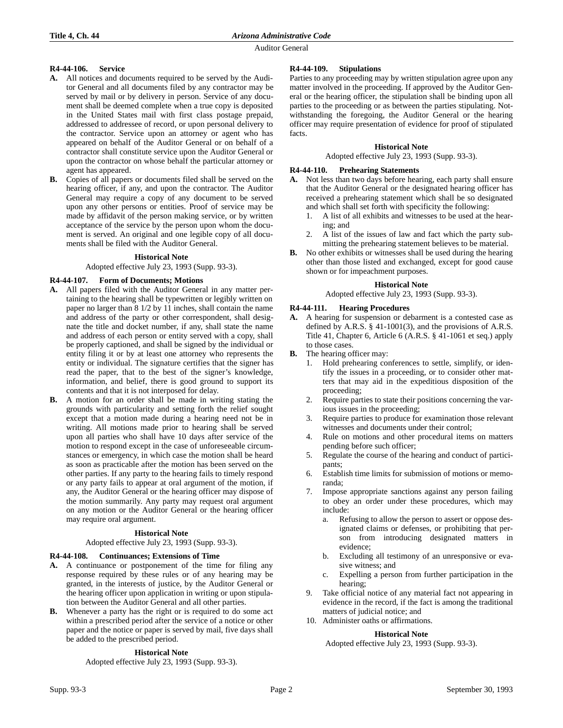### R4-44-106. Service

**A.** All notices and documents required to be served by the Auditor General and all documents filed by any contractor may be served by mail or by delivery in person. Service of any document shall be deemed complete when a true copy is deposited in the United States mail with first class postage prepaid, addressed to addressee of record, or upon personal delivery to the contractor. Service upon an attorney or agent who has appeared on behalf of the Auditor General or on behalf of a contractor shall constitute service upon the Auditor General or upon the contractor on whose behalf the particular attorney or agent has appeared.

**B.** Copies of all papers or documents filed shall be served on the hearing officer, if any, and upon the contractor. The Auditor General may require a copy of any document to be served upon any other persons or entities. Proof of service may be made by affidavit of the person making service, or by written acceptance of the service by the person upon whom the document is served. An original and one legible copy of all documents shall be filed with the Auditor General.

**Historical Note**

Adopted effective July 23, 1993 (Supp. 93-3).

### R4-44-107. Form of Documents; Motions

**A.** All papers filed with the Auditor General in any matter pertaining to the hearing shall be typewritten or legibly written on paper no larger than 8 1/2 by 11 inches, shall contain the name and address of the party or other correspondent, shall designate the title and docket number, if any, shall state the name and address of each person or entity served with a copy, shall be properly captioned, and shall be signed by the individual or entity filing it or by at least one attorney who represents the entity or individual. The signature certifies that the signer has read the paper, that to the best of the signer's knowledge, information, and belief, there is good ground to support its contents and that it is not interposed for delay.

**B.** A motion for an order shall be made in writing stating the grounds with particularity and setting forth the relief sought except that a motion made during a hearing need not be in writing. All motions made prior to hearing shall be served upon all parties who shall have 10 days after service of the motion to respond except in the case of unforeseeable circumstances or emergency, in which case the motion shall be heard as soon as practicable after the motion has been served on the other parties. If any party to the hearing fails to timely respond or any party fails to appear at oral argument of the motion, if any, the Auditor General or the hearing officer may dispose of the motion summarily. Any party may request oral argument on any motion or the Auditor General or the hearing officer may require oral argument.

**Historical Note**

Adopted effective July 23, 1993 (Supp. 93-3).

### R4-44-108. Continuances; Extensions of Time

**A.** A continuance or postponement of the time for filing any response required by these rules or of any hearing may be granted, in the interests of justice, by the Auditor General or the hearing officer upon application in writing or upon stipulation between the Auditor General and all other parties.

**B.** Whenever a party has the right or is required to do some act within a prescribed period after the service of a notice or other paper and the notice or paper is served by mail, five days shall be added to the prescribed period.

**Historical Note**

Adopted effective July 23, 1993 (Supp. 93-3).

### R4-44-109. Stipulations

Parties to any proceeding may by written stipulation agree upon any matter involved in the proceeding. If approved by the Auditor General or the hearing officer, the stipulation shall be binding upon all parties to the proceeding or as between the parties stipulating. Notwithstanding the foregoing, the Auditor General or the hearing officer may require presentation of evidence for proof of stipulated facts.

**Historical Note**

Adopted effective July 23, 1993 (Supp. 93-3).

### R4-44-110. Prehearing Statements

**A.** Not less than two days before hearing, each party shall ensure that the Auditor General or the designated hearing officer has received a prehearing statement which shall be so designated and which shall set forth with specificity the following:
   1. A list of all exhibits and witnesses to be used at the hearing; and
   2. A list of the issues of law and fact which the party submitting the prehearing statement believes to be material.

**B.** No other exhibits or witnesses shall be used during the hearing other than those listed and exchanged, except for good cause shown or for impeachment purposes.

**Historical Note**

Adopted effective July 23, 1993 (Supp. 93-3).

### R4-44-111. Hearing Procedures

**A.** A hearing for suspension or debarment is a contested case as defined by A.R.S. § 41-1001(3), and the provisions of A.R.S. Title 41, Chapter 6, Article 6 (A.R.S. § 41-1061 et seq.) apply to those cases.

**B.** The hearing officer may:
   1. Hold prehearing conferences to settle, simplify, or identify the issues in a proceeding, or to consider other matters that may aid in the expeditious disposition of the proceeding;
   2. Require parties to state their positions concerning the various issues in the proceeding;
   3. Require parties to produce for examination those relevant witnesses and documents under their control;
   4. Rule on motions and other procedural items on matters pending before such officer;
   5. Regulate the course of the hearing and conduct of participants;
   6. Establish time limits for submission of motions or memoranda;
   7. Impose appropriate sanctions against any person failing to obey an order under these procedures, which may include:
      a. Refusing to allow the person to assert or oppose designated claims or defenses, or prohibiting that person from introducing designated matters in evidence;
      b. Excluding all testimony of an unresponsive or evasive witness; and
      c. Expelling a person from further participation in the hearing;
   9. Take official notice of any material fact not appearing in evidence in the record, if the fact is among the traditional matters of judicial notice; and
   10. Administer oaths or affirmations.

**Historical Note**

Adopted effective July 23, 1993 (Supp. 93-3).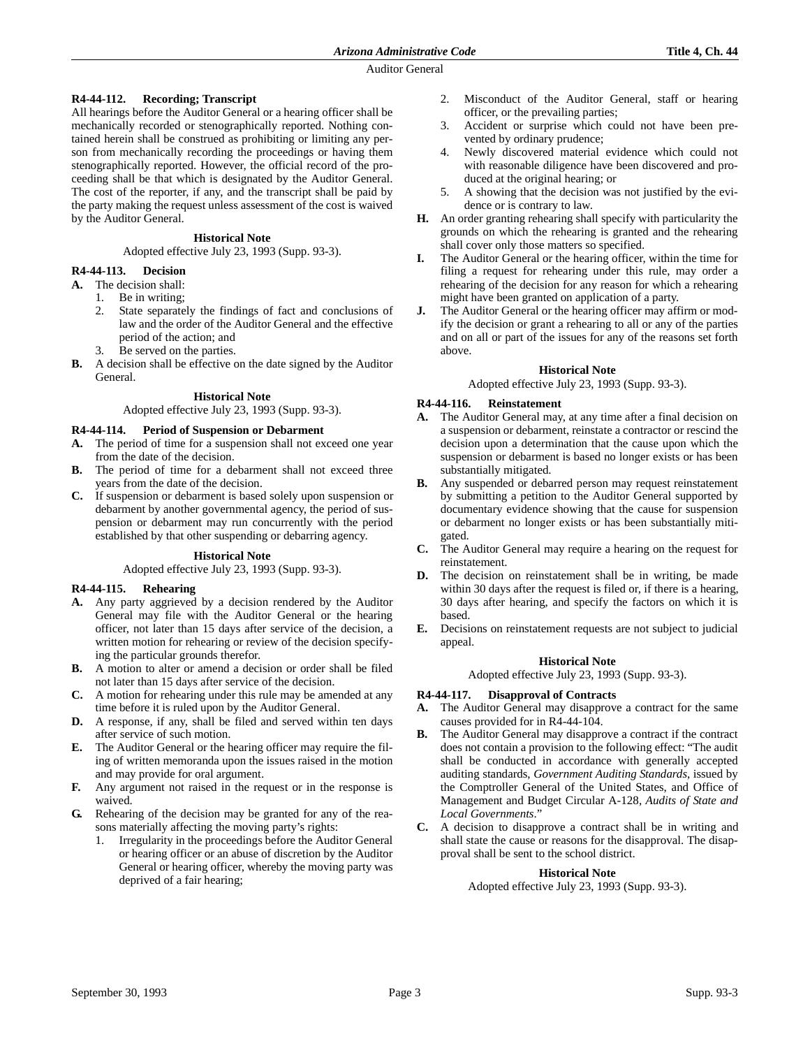### R4-44-112. Recording; Transcript

All hearings before the Auditor General or a hearing officer shall be mechanically recorded or stenographically reported. Nothing contained herein shall be construed as prohibiting or limiting any person from mechanically recording the proceedings or having them stenographically reported. However, the official record of the proceeding shall be that which is designated by the Auditor General. The cost of the reporter, if any, and the transcript shall be paid by the party making the request unless assessment of the cost is waived by the Auditor General.

**Historical Note**

Adopted effective July 23, 1993 (Supp. 93-3).

### R4-44-113. Decision

**A.** The decision shall:
   1. Be in writing;
   2. State separately the findings of fact and conclusions of law and the order of the Auditor General and the effective period of the action; and
   3. Be served on the parties.

**B.** A decision shall be effective on the date signed by the Auditor General.

**Historical Note**

Adopted effective July 23, 1993 (Supp. 93-3).

### R4-44-114. Period of Suspension or Debarment

**A.** The period of time for a suspension shall not exceed one year from the date of the decision.

**B.** The period of time for a debarment shall not exceed three years from the date of the decision.

**C.** If suspension or debarment is based solely upon suspension or debarment by another governmental agency, the period of suspension or debarment may run concurrently with the period established by that other suspending or debarring agency.

**Historical Note**

Adopted effective July 23, 1993 (Supp. 93-3).

### R4-44-115. Rehearing

**A.** Any party aggrieved by a decision rendered by the Auditor General may file with the Auditor General or the hearing officer, not later than 15 days after service of the decision, a written motion for rehearing or review of the decision specifying the particular grounds therefor.

**B.** A motion to alter or amend a decision or order shall be filed not later than 15 days after service of the decision.

**C.** A motion for rehearing under this rule may be amended at any time before it is ruled upon by the Auditor General.

**D.** A response, if any, shall be filed and served within ten days after service of such motion.

**E.** The Auditor General or the hearing officer may require the filing of written memoranda upon the issues raised in the motion and may provide for oral argument.

**F.** Any argument not raised in the request or in the response is waived.

**G.** Rehearing of the decision may be granted for any of the reasons materially affecting the moving party's rights:
   1. Irregularity in the proceedings before the Auditor General or hearing officer or an abuse of discretion by the Auditor General or hearing officer, whereby the moving party was deprived of a fair hearing;
   2. Misconduct of the Auditor General, staff or hearing officer, or the prevailing parties;
   3. Accident or surprise which could not have been prevented by ordinary prudence;
   4. Newly discovered material evidence which could not with reasonable diligence have been discovered and produced at the original hearing; or
   5. A showing that the decision was not justified by the evidence or is contrary to law.

**H.** An order granting rehearing shall specify with particularity the grounds on which the rehearing is granted and the rehearing shall cover only those matters so specified.

**I.** The Auditor General or the hearing officer, within the time for filing a request for rehearing under this rule, may order a rehearing of the decision for any reason for which a rehearing might have been granted on application of a party.

**J.** The Auditor General or the hearing officer may affirm or modify the decision or grant a rehearing to all or any of the parties and on all or part of the issues for any of the reasons set forth above.

**Historical Note**

Adopted effective July 23, 1993 (Supp. 93-3).

### R4-44-116. Reinstatement

**A.** The Auditor General may, at any time after a final decision on a suspension or debarment, reinstate a contractor or rescind the decision upon a determination that the cause upon which the suspension or debarment is based no longer exists or has been substantially mitigated.

**B.** Any suspended or debarred person may request reinstatement by submitting a petition to the Auditor General supported by documentary evidence showing that the cause for suspension or debarment no longer exists or has been substantially mitigated.

**C.** The Auditor General may require a hearing on the request for reinstatement.

**D.** The decision on reinstatement shall be in writing, be made within 30 days after the request is filed or, if there is a hearing, 30 days after hearing, and specify the factors on which it is based.

**E.** Decisions on reinstatement requests are not subject to judicial appeal.

**Historical Note**

Adopted effective July 23, 1993 (Supp. 93-3).

### R4-44-117. Disapproval of Contracts

**A.** The Auditor General may disapprove a contract for the same causes provided for in R4-44-104.

**B.** The Auditor General may disapprove a contract if the contract does not contain a provision to the following effect: "The audit shall be conducted in accordance with generally accepted auditing standards, *Government Auditing Standards*, issued by the Comptroller General of the United States, and Office of Management and Budget Circular A-128, *Audits of State and Local Governments*."

**C.** A decision to disapprove a contract shall be in writing and shall state the cause or reasons for the disapproval. The disapproval shall be sent to the school district.

**Historical Note**

Adopted effective July 23, 1993 (Supp. 93-3).